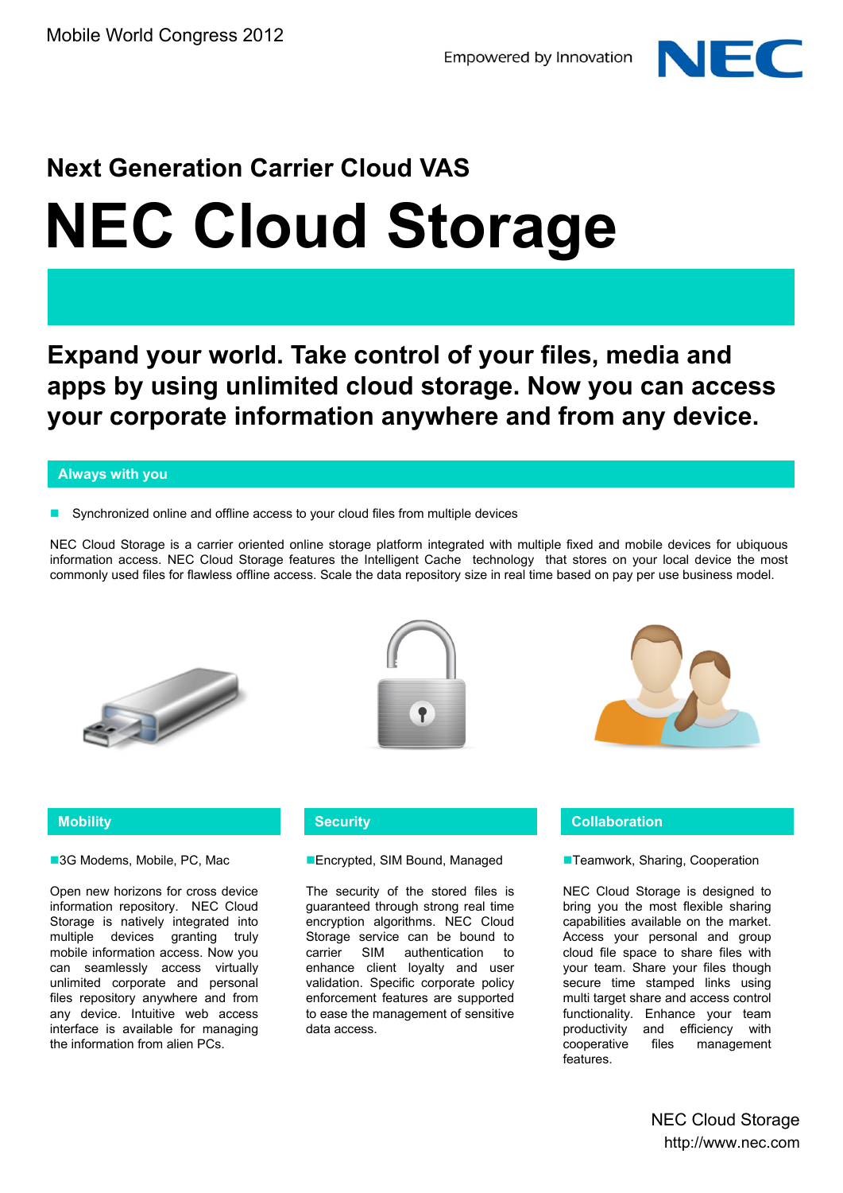Mobile World Congress 2012

Empowered by Innovation

NEC

## Next Generation Carrier Cloud VAS

# NEC Cloud Storage

**Expand your world. Take control of your files, media and apps by using unlimited cloud storage. Now you can access your corporate information anywhere and from any device.**

## Always with you

- Synchronized online and offline access to your cloud files from multiple devices

NEC Cloud Storage is a carrier oriented online storage platform integrated with multiple fixed and mobile devices for ubiquous information access. NEC Cloud Storage features the Intelligent Cache technology that stores on your local device the most commonly used files for flawless offline access. Scale the data repository size in real time based on pay per use business model.

## Mobility

- 3G Modems, Mobile, PC, Mac

Open new horizons for cross device information repository. NEC Cloud Storage is natively integrated into multiple devices granting truly mobile information access. Now you can seamlessly access virtually unlimited corporate and personal files repository anywhere and from any device. Intuitive web access interface is available for managing the information from alien PCs.

## Security

- Encrypted, SIM Bound, Managed

The security of the stored files is guaranteed through strong real time encryption algorithms. NEC Cloud Storage service can be bound to carrier SIM authentication to enhance client loyalty and user validation. Specific corporate policy enforcement features are supported to ease the management of sensitive data access.

## Collaboration

- Teamwork, Sharing, Cooperation

NEC Cloud Storage is designed to bring you the most flexible sharing capabilities available on the market. Access your personal and group cloud file space to share files with your team. Share your files though secure time stamped links using multi target share and access control functionality. Enhance your team productivity and efficiency with cooperative files management features.

NEC Cloud Storage
http://www.nec.com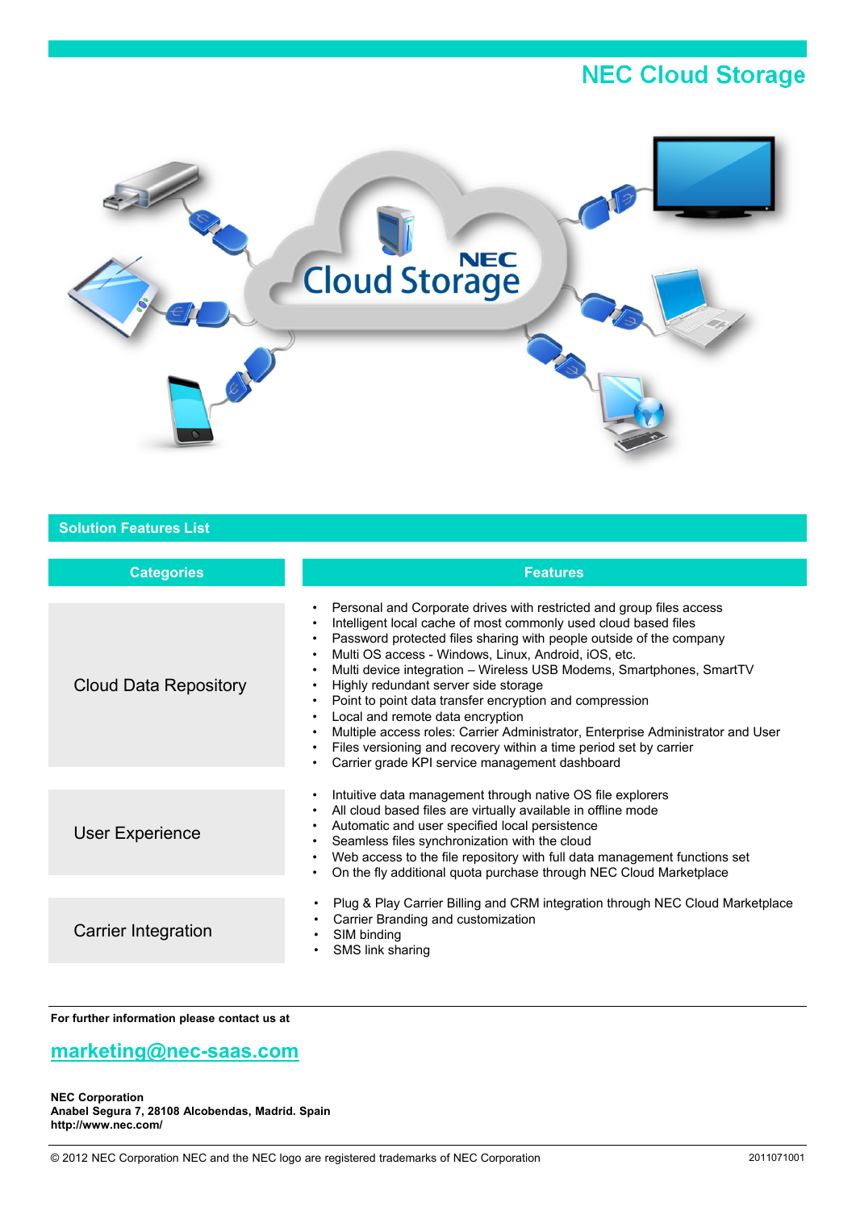# NEC Cloud Storage

## Solution Features List

| Categories | Features |
|---|---|
| Cloud Data Repository | • Personal and Corporate drives with restricted and group files access<br>• Intelligent local cache of most commonly used cloud based files<br>• Password protected files sharing with people outside of the company<br>• Multi OS access - Windows, Linux, Android, iOS, etc.<br>• Multi device integration – Wireless USB Modems, Smartphones, SmartTV<br>• Highly redundant server side storage<br>• Point to point data transfer encryption and compression<br>• Local and remote data encryption<br>• Multiple access roles: Carrier Administrator, Enterprise Administrator and User<br>• Files versioning and recovery within a time period set by carrier<br>• Carrier grade KPI service management dashboard |
| User Experience | • Intuitive data management through native OS file explorers<br>• All cloud based files are virtually available in offline mode<br>• Automatic and user specified local persistence<br>• Seamless files synchronization with the cloud<br>• Web access to the file repository with full data management functions set<br>• On the fly additional quota purchase through NEC Cloud Marketplace |
| Carrier Integration | • Plug & Play Carrier Billing and CRM integration through NEC Cloud Marketplace<br>• Carrier Branding and customization<br>• SIM binding<br>• SMS link sharing |

**For further information please contact us at**

## marketing@nec-saas.com

**NEC Corporation**
**Anabel Segura 7, 28108 Alcobendas, Madrid. Spain**
**http://www.nec.com/**

© 2012 NEC Corporation NEC and the NEC logo are registered trademarks of NEC Corporation

2011071001